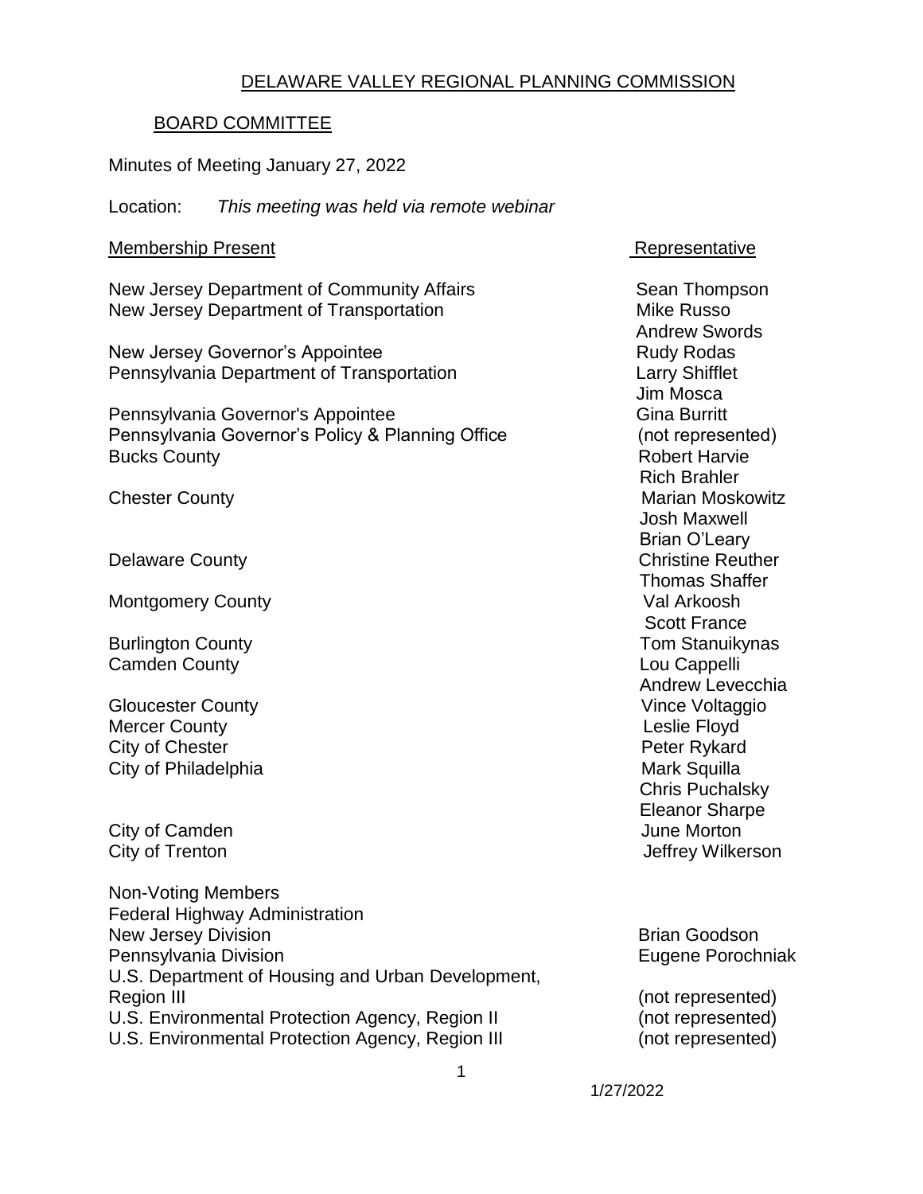# DELAWARE VALLEY REGIONAL PLANNING COMMISSION

## BOARD COMMITTEE

Minutes of Meeting January 27, 2022

Location: *This meeting was held via remote webinar*

| Membership Present | Representative |
|---|---|
| New Jersey Department of Community Affairs | Sean Thompson |
| New Jersey Department of Transportation | Mike Russo |
| | Andrew Swords |
| New Jersey Governor's Appointee | Rudy Rodas |
| Pennsylvania Department of Transportation | Larry Shifflet |
| | Jim Mosca |
| Pennsylvania Governor's Appointee | Gina Burritt |
| Pennsylvania Governor's Policy & Planning Office | (not represented) |
| Bucks County | Robert Harvie |
| | Rich Brahler |
| Chester County | Marian Moskowitz |
| | Josh Maxwell |
| | Brian O'Leary |
| Delaware County | Christine Reuther |
| | Thomas Shaffer |
| Montgomery County | Val Arkoosh |
| | Scott France |
| Burlington County | Tom Stanuikynas |
| Camden County | Lou Cappelli |
| | Andrew Levecchia |
| Gloucester County | Vince Voltaggio |
| Mercer County | Leslie Floyd |
| City of Chester | Peter Rykard |
| City of Philadelphia | Mark Squilla |
| | Chris Puchalsky |
| | Eleanor Sharpe |
| City of Camden | June Morton |
| City of Trenton | Jeffrey Wilkerson |

| Non-Voting Members | |
|---|---|
| Federal Highway Administration | |
| New Jersey Division | Brian Goodson |
| Pennsylvania Division | Eugene Porochniak |
| U.S. Department of Housing and Urban Development, Region III | (not represented) |
| U.S. Environmental Protection Agency, Region II | (not represented) |
| U.S. Environmental Protection Agency, Region III | (not represented) |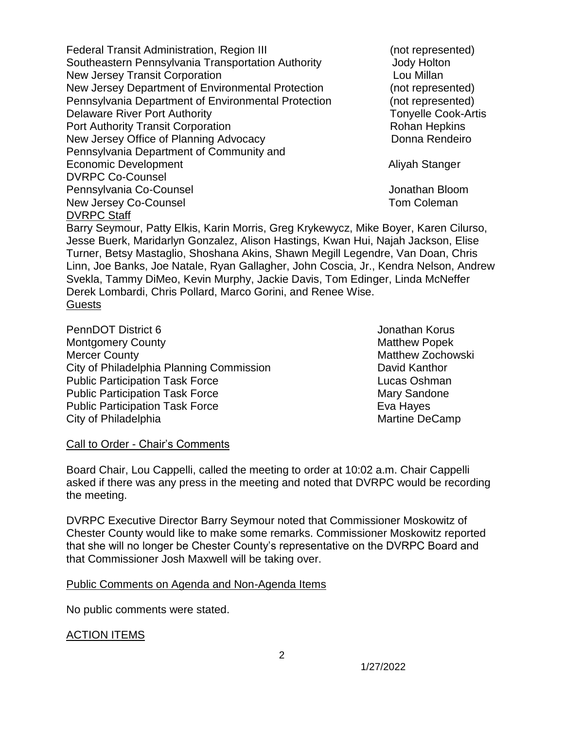| | |
|---|---|
| Federal Transit Administration, Region III | (not represented) |
| Southeastern Pennsylvania Transportation Authority | Jody Holton |
| New Jersey Transit Corporation | Lou Millan |
| New Jersey Department of Environmental Protection | (not represented) |
| Pennsylvania Department of Environmental Protection | (not represented) |
| Delaware River Port Authority | Tonyelle Cook-Artis |
| Port Authority Transit Corporation | Rohan Hepkins |
| New Jersey Office of Planning Advocacy | Donna Rendeiro |
| Pennsylvania Department of Community and Economic Development | Aliyah Stanger |
| DVRPC Co-Counsel | |
| Pennsylvania Co-Counsel | Jonathan Bloom |
| New Jersey Co-Counsel | Tom Coleman |

DVRPC Staff

Barry Seymour, Patty Elkis, Karin Morris, Greg Krykewycz, Mike Boyer, Karen Cilurso, Jesse Buerk, Maridarlyn Gonzalez, Alison Hastings, Kwan Hui, Najah Jackson, Elise Turner, Betsy Mastaglio, Shoshana Akins, Shawn Megill Legendre, Van Doan, Chris Linn, Joe Banks, Joe Natale, Ryan Gallagher, John Coscia, Jr., Kendra Nelson, Andrew Svekla, Tammy DiMeo, Kevin Murphy, Jackie Davis, Tom Edinger, Linda McNeffer Derek Lombardi, Chris Pollard, Marco Gorini, and Renee Wise.

Guests

| | |
|---|---|
| PennDOT District 6 | Jonathan Korus |
| Montgomery County | Matthew Popek |
| Mercer County | Matthew Zochowski |
| City of Philadelphia Planning Commission | David Kanthor |
| Public Participation Task Force | Lucas Oshman |
| Public Participation Task Force | Mary Sandone |
| Public Participation Task Force | Eva Hayes |
| City of Philadelphia | Martine DeCamp |

Call to Order - Chair's Comments

Board Chair, Lou Cappelli, called the meeting to order at 10:02 a.m. Chair Cappelli asked if there was any press in the meeting and noted that DVRPC would be recording the meeting.

DVRPC Executive Director Barry Seymour noted that Commissioner Moskowitz of Chester County would like to make some remarks. Commissioner Moskowitz reported that she will no longer be Chester County's representative on the DVRPC Board and that Commissioner Josh Maxwell will be taking over.

Public Comments on Agenda and Non-Agenda Items

No public comments were stated.

ACTION ITEMS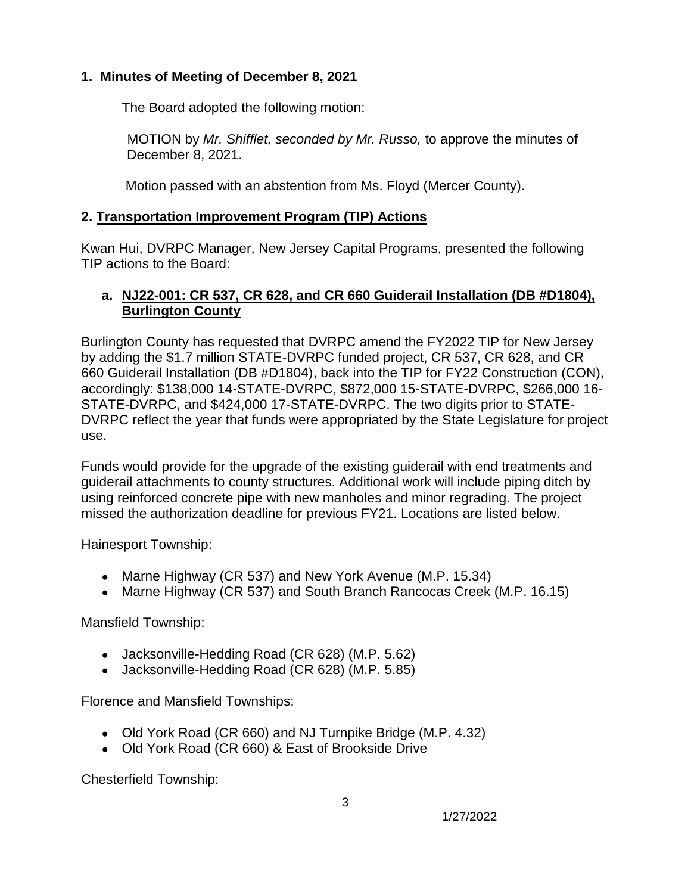## 1. Minutes of Meeting of December 8, 2021

The Board adopted the following motion:

MOTION by *Mr. Shifflet, seconded by Mr. Russo,* to approve the minutes of December 8, 2021.

Motion passed with an abstention from Ms. Floyd (Mercer County).

## 2. <u>Transportation Improvement Program (TIP) Actions</u>

Kwan Hui, DVRPC Manager, New Jersey Capital Programs, presented the following TIP actions to the Board:

### a. <u>NJ22-001: CR 537, CR 628, and CR 660 Guiderail Installation (DB #D1804), Burlington County</u>

Burlington County has requested that DVRPC amend the FY2022 TIP for New Jersey by adding the $1.7 million STATE-DVRPC funded project, CR 537, CR 628, and CR 660 Guiderail Installation (DB #D1804), back into the TIP for FY22 Construction (CON), accordingly: $138,000 14-STATE-DVRPC, $872,000 15-STATE-DVRPC, $266,000 16-STATE-DVRPC, and $424,000 17-STATE-DVRPC. The two digits prior to STATE-DVRPC reflect the year that funds were appropriated by the State Legislature for project use.

Funds would provide for the upgrade of the existing guiderail with end treatments and guiderail attachments to county structures. Additional work will include piping ditch by using reinforced concrete pipe with new manholes and minor regrading. The project missed the authorization deadline for previous FY21. Locations are listed below.

Hainesport Township:

- Marne Highway (CR 537) and New York Avenue (M.P. 15.34)
- Marne Highway (CR 537) and South Branch Rancocas Creek (M.P. 16.15)

Mansfield Township:

- Jacksonville-Hedding Road (CR 628) (M.P. 5.62)
- Jacksonville-Hedding Road (CR 628) (M.P. 5.85)

Florence and Mansfield Townships:

- Old York Road (CR 660) and NJ Turnpike Bridge (M.P. 4.32)
- Old York Road (CR 660) & East of Brookside Drive

Chesterfield Township: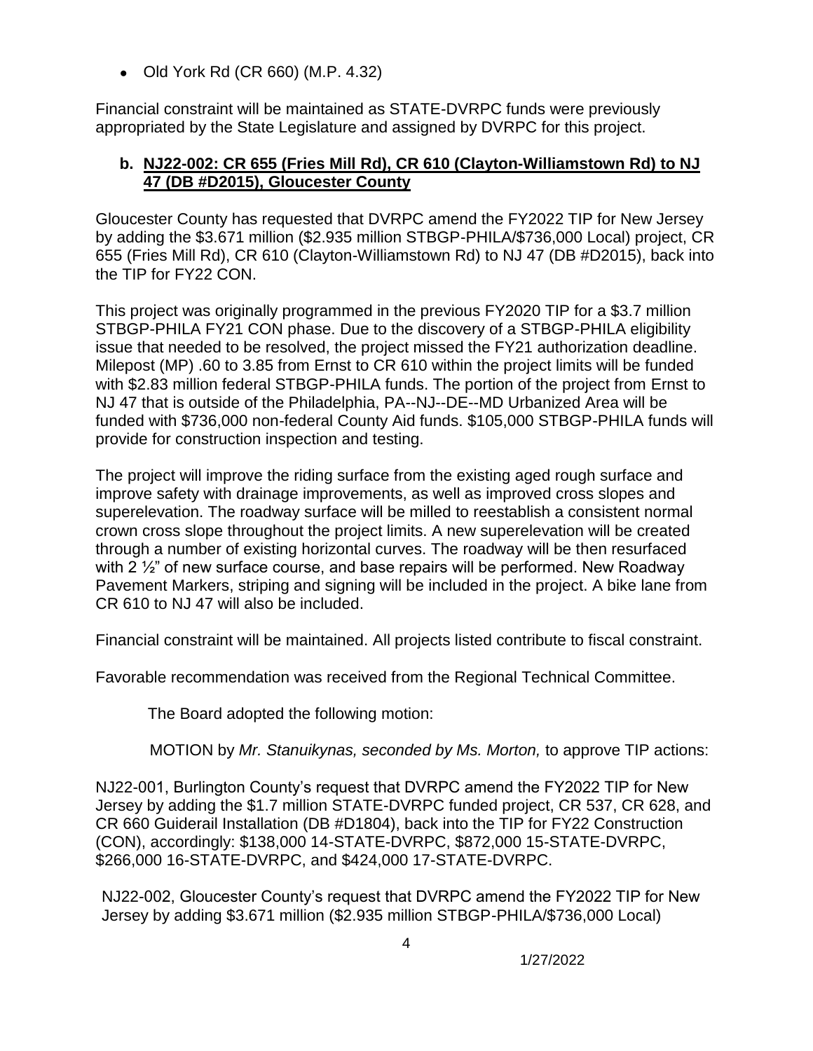- Old York Rd (CR 660) (M.P. 4.32)

Financial constraint will be maintained as STATE-DVRPC funds were previously appropriated by the State Legislature and assigned by DVRPC for this project.

### b. NJ22-002: CR 655 (Fries Mill Rd), CR 610 (Clayton-Williamstown Rd) to NJ 47 (DB #D2015), Gloucester County

Gloucester County has requested that DVRPC amend the FY2022 TIP for New Jersey by adding the $3.671 million ($2.935 million STBGP-PHILA/$736,000 Local) project, CR 655 (Fries Mill Rd), CR 610 (Clayton-Williamstown Rd) to NJ 47 (DB #D2015), back into the TIP for FY22 CON.

This project was originally programmed in the previous FY2020 TIP for a $3.7 million STBGP-PHILA FY21 CON phase. Due to the discovery of a STBGP-PHILA eligibility issue that needed to be resolved, the project missed the FY21 authorization deadline. Milepost (MP) .60 to 3.85 from Ernst to CR 610 within the project limits will be funded with $2.83 million federal STBGP-PHILA funds. The portion of the project from Ernst to NJ 47 that is outside of the Philadelphia, PA--NJ--DE--MD Urbanized Area will be funded with $736,000 non-federal County Aid funds. $105,000 STBGP-PHILA funds will provide for construction inspection and testing.

The project will improve the riding surface from the existing aged rough surface and improve safety with drainage improvements, as well as improved cross slopes and superelevation. The roadway surface will be milled to reestablish a consistent normal crown cross slope throughout the project limits. A new superelevation will be created through a number of existing horizontal curves. The roadway will be then resurfaced with 2 ½" of new surface course, and base repairs will be performed. New Roadway Pavement Markers, striping and signing will be included in the project. A bike lane from CR 610 to NJ 47 will also be included.

Financial constraint will be maintained. All projects listed contribute to fiscal constraint.

Favorable recommendation was received from the Regional Technical Committee.

The Board adopted the following motion:

MOTION by *Mr. Stanuikynas, seconded by Ms. Morton,* to approve TIP actions:

NJ22-001, Burlington County's request that DVRPC amend the FY2022 TIP for New Jersey by adding the $1.7 million STATE-DVRPC funded project, CR 537, CR 628, and CR 660 Guiderail Installation (DB #D1804), back into the TIP for FY22 Construction (CON), accordingly: $138,000 14-STATE-DVRPC, $872,000 15-STATE-DVRPC, $266,000 16-STATE-DVRPC, and $424,000 17-STATE-DVRPC.

NJ22-002, Gloucester County's request that DVRPC amend the FY2022 TIP for New Jersey by adding $3.671 million ($2.935 million STBGP-PHILA/$736,000 Local)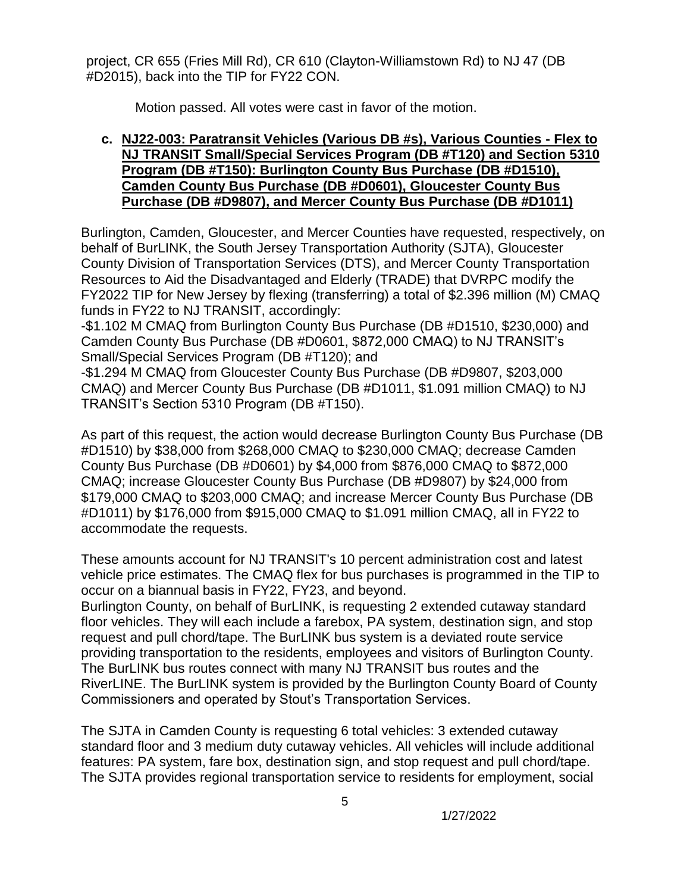project, CR 655 (Fries Mill Rd), CR 610 (Clayton-Williamstown Rd) to NJ 47 (DB #D2015), back into the TIP for FY22 CON.

Motion passed. All votes were cast in favor of the motion.

**c. NJ22-003: Paratransit Vehicles (Various DB #s), Various Counties - Flex to NJ TRANSIT Small/Special Services Program (DB #T120) and Section 5310 Program (DB #T150): Burlington County Bus Purchase (DB #D1510), Camden County Bus Purchase (DB #D0601), Gloucester County Bus Purchase (DB #D9807), and Mercer County Bus Purchase (DB #D1011)**

Burlington, Camden, Gloucester, and Mercer Counties have requested, respectively, on behalf of BurLINK, the South Jersey Transportation Authority (SJTA), Gloucester County Division of Transportation Services (DTS), and Mercer County Transportation Resources to Aid the Disadvantaged and Elderly (TRADE) that DVRPC modify the FY2022 TIP for New Jersey by flexing (transferring) a total of $2.396 million (M) CMAQ funds in FY22 to NJ TRANSIT, accordingly:

-$1.102 M CMAQ from Burlington County Bus Purchase (DB #D1510, $230,000) and Camden County Bus Purchase (DB #D0601, $872,000 CMAQ) to NJ TRANSIT's Small/Special Services Program (DB #T120); and

-$1.294 M CMAQ from Gloucester County Bus Purchase (DB #D9807, $203,000 CMAQ) and Mercer County Bus Purchase (DB #D1011, $1.091 million CMAQ) to NJ TRANSIT's Section 5310 Program (DB #T150).

As part of this request, the action would decrease Burlington County Bus Purchase (DB #D1510) by $38,000 from $268,000 CMAQ to $230,000 CMAQ; decrease Camden County Bus Purchase (DB #D0601) by $4,000 from $876,000 CMAQ to $872,000 CMAQ; increase Gloucester County Bus Purchase (DB #D9807) by $24,000 from $179,000 CMAQ to $203,000 CMAQ; and increase Mercer County Bus Purchase (DB #D1011) by $176,000 from $915,000 CMAQ to $1.091 million CMAQ, all in FY22 to accommodate the requests.

These amounts account for NJ TRANSIT's 10 percent administration cost and latest vehicle price estimates. The CMAQ flex for bus purchases is programmed in the TIP to occur on a biannual basis in FY22, FY23, and beyond.

Burlington County, on behalf of BurLINK, is requesting 2 extended cutaway standard floor vehicles. They will each include a farebox, PA system, destination sign, and stop request and pull chord/tape. The BurLINK bus system is a deviated route service providing transportation to the residents, employees and visitors of Burlington County. The BurLINK bus routes connect with many NJ TRANSIT bus routes and the RiverLINE. The BurLINK system is provided by the Burlington County Board of County Commissioners and operated by Stout's Transportation Services.

The SJTA in Camden County is requesting 6 total vehicles: 3 extended cutaway standard floor and 3 medium duty cutaway vehicles. All vehicles will include additional features: PA system, fare box, destination sign, and stop request and pull chord/tape. The SJTA provides regional transportation service to residents for employment, social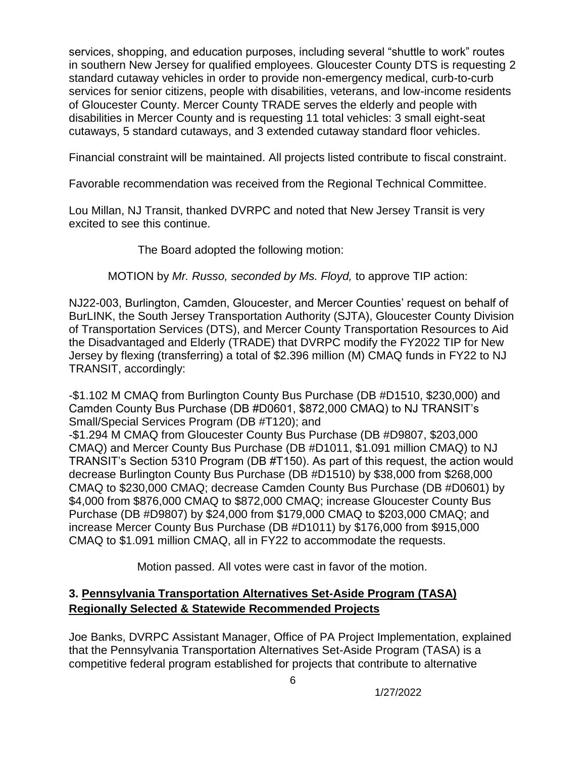services, shopping, and education purposes, including several "shuttle to work" routes in southern New Jersey for qualified employees. Gloucester County DTS is requesting 2 standard cutaway vehicles in order to provide non-emergency medical, curb-to-curb services for senior citizens, people with disabilities, veterans, and low-income residents of Gloucester County. Mercer County TRADE serves the elderly and people with disabilities in Mercer County and is requesting 11 total vehicles: 3 small eight-seat cutaways, 5 standard cutaways, and 3 extended cutaway standard floor vehicles.

Financial constraint will be maintained. All projects listed contribute to fiscal constraint.

Favorable recommendation was received from the Regional Technical Committee.

Lou Millan, NJ Transit, thanked DVRPC and noted that New Jersey Transit is very excited to see this continue.

The Board adopted the following motion:

MOTION by *Mr. Russo, seconded by Ms. Floyd,* to approve TIP action:

NJ22-003, Burlington, Camden, Gloucester, and Mercer Counties' request on behalf of BurLINK, the South Jersey Transportation Authority (SJTA), Gloucester County Division of Transportation Services (DTS), and Mercer County Transportation Resources to Aid the Disadvantaged and Elderly (TRADE) that DVRPC modify the FY2022 TIP for New Jersey by flexing (transferring) a total of $2.396 million (M) CMAQ funds in FY22 to NJ TRANSIT, accordingly:

-$1.102 M CMAQ from Burlington County Bus Purchase (DB #D1510, $230,000) and Camden County Bus Purchase (DB #D0601, $872,000 CMAQ) to NJ TRANSIT's Small/Special Services Program (DB #T120); and
-$1.294 M CMAQ from Gloucester County Bus Purchase (DB #D9807, $203,000 CMAQ) and Mercer County Bus Purchase (DB #D1011, $1.091 million CMAQ) to NJ TRANSIT's Section 5310 Program (DB #T150). As part of this request, the action would decrease Burlington County Bus Purchase (DB #D1510) by $38,000 from $268,000 CMAQ to $230,000 CMAQ; decrease Camden County Bus Purchase (DB #D0601) by $4,000 from $876,000 CMAQ to $872,000 CMAQ; increase Gloucester County Bus Purchase (DB #D9807) by $24,000 from $179,000 CMAQ to $203,000 CMAQ; and increase Mercer County Bus Purchase (DB #D1011) by $176,000 from $915,000 CMAQ to $1.091 million CMAQ, all in FY22 to accommodate the requests.

Motion passed. All votes were cast in favor of the motion.

### 3. Pennsylvania Transportation Alternatives Set-Aside Program (TASA) Regionally Selected & Statewide Recommended Projects

Joe Banks, DVRPC Assistant Manager, Office of PA Project Implementation, explained that the Pennsylvania Transportation Alternatives Set-Aside Program (TASA) is a competitive federal program established for projects that contribute to alternative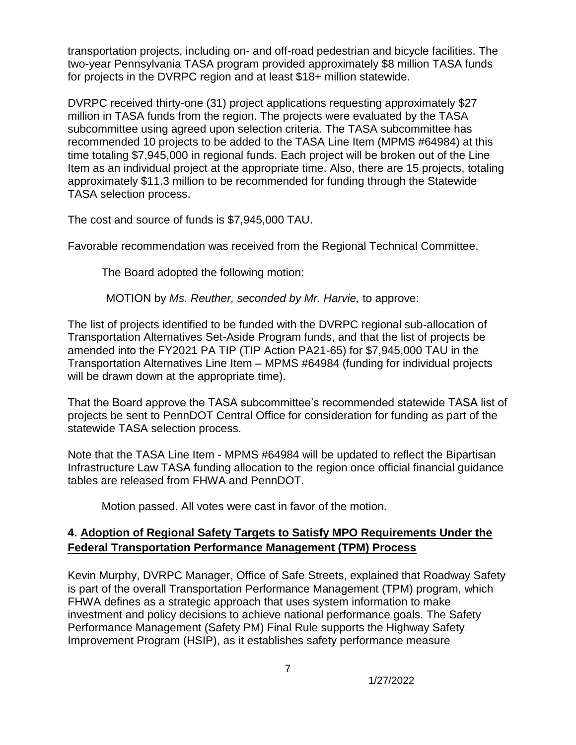transportation projects, including on- and off-road pedestrian and bicycle facilities. The two-year Pennsylvania TASA program provided approximately $8 million TASA funds for projects in the DVRPC region and at least $18+ million statewide.

DVRPC received thirty-one (31) project applications requesting approximately $27 million in TASA funds from the region. The projects were evaluated by the TASA subcommittee using agreed upon selection criteria. The TASA subcommittee has recommended 10 projects to be added to the TASA Line Item (MPMS #64984) at this time totaling $7,945,000 in regional funds. Each project will be broken out of the Line Item as an individual project at the appropriate time. Also, there are 15 projects, totaling approximately $11.3 million to be recommended for funding through the Statewide TASA selection process.

The cost and source of funds is $7,945,000 TAU.

Favorable recommendation was received from the Regional Technical Committee.

The Board adopted the following motion:

MOTION by *Ms. Reuther, seconded by Mr. Harvie,* to approve:

The list of projects identified to be funded with the DVRPC regional sub-allocation of Transportation Alternatives Set-Aside Program funds, and that the list of projects be amended into the FY2021 PA TIP (TIP Action PA21-65) for $7,945,000 TAU in the Transportation Alternatives Line Item – MPMS #64984 (funding for individual projects will be drawn down at the appropriate time).

That the Board approve the TASA subcommittee's recommended statewide TASA list of projects be sent to PennDOT Central Office for consideration for funding as part of the statewide TASA selection process.

Note that the TASA Line Item - MPMS #64984 will be updated to reflect the Bipartisan Infrastructure Law TASA funding allocation to the region once official financial guidance tables are released from FHWA and PennDOT.

Motion passed. All votes were cast in favor of the motion.

## 4. Adoption of Regional Safety Targets to Satisfy MPO Requirements Under the Federal Transportation Performance Management (TPM) Process

Kevin Murphy, DVRPC Manager, Office of Safe Streets, explained that Roadway Safety is part of the overall Transportation Performance Management (TPM) program, which FHWA defines as a strategic approach that uses system information to make investment and policy decisions to achieve national performance goals. The Safety Performance Management (Safety PM) Final Rule supports the Highway Safety Improvement Program (HSIP), as it establishes safety performance measure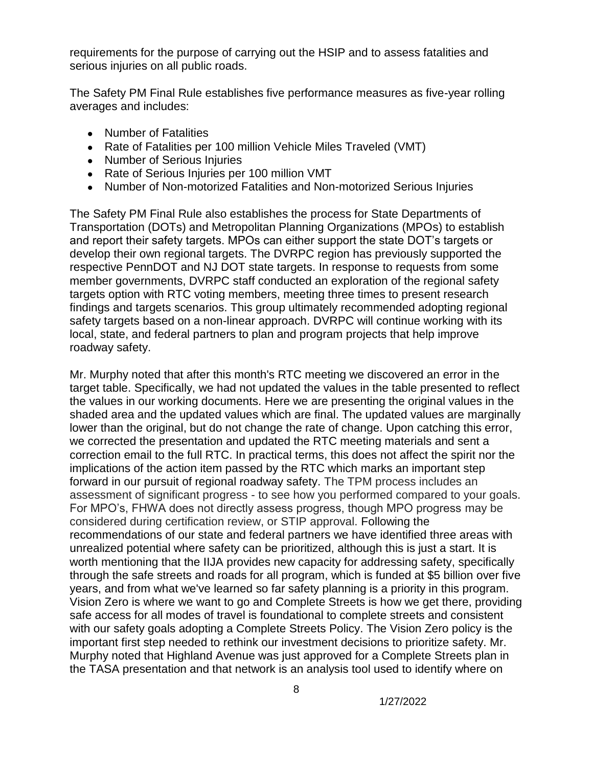requirements for the purpose of carrying out the HSIP and to assess fatalities and serious injuries on all public roads.

The Safety PM Final Rule establishes five performance measures as five-year rolling averages and includes:

- Number of Fatalities
- Rate of Fatalities per 100 million Vehicle Miles Traveled (VMT)
- Number of Serious Injuries
- Rate of Serious Injuries per 100 million VMT
- Number of Non-motorized Fatalities and Non-motorized Serious Injuries

The Safety PM Final Rule also establishes the process for State Departments of Transportation (DOTs) and Metropolitan Planning Organizations (MPOs) to establish and report their safety targets. MPOs can either support the state DOT's targets or develop their own regional targets. The DVRPC region has previously supported the respective PennDOT and NJ DOT state targets. In response to requests from some member governments, DVRPC staff conducted an exploration of the regional safety targets option with RTC voting members, meeting three times to present research findings and targets scenarios. This group ultimately recommended adopting regional safety targets based on a non-linear approach. DVRPC will continue working with its local, state, and federal partners to plan and program projects that help improve roadway safety.

Mr. Murphy noted that after this month's RTC meeting we discovered an error in the target table. Specifically, we had not updated the values in the table presented to reflect the values in our working documents. Here we are presenting the original values in the shaded area and the updated values which are final. The updated values are marginally lower than the original, but do not change the rate of change. Upon catching this error, we corrected the presentation and updated the RTC meeting materials and sent a correction email to the full RTC. In practical terms, this does not affect the spirit nor the implications of the action item passed by the RTC which marks an important step forward in our pursuit of regional roadway safety. The TPM process includes an assessment of significant progress - to see how you performed compared to your goals. For MPO's, FHWA does not directly assess progress, though MPO progress may be considered during certification review, or STIP approval. Following the recommendations of our state and federal partners we have identified three areas with unrealized potential where safety can be prioritized, although this is just a start. It is worth mentioning that the IIJA provides new capacity for addressing safety, specifically through the safe streets and roads for all program, which is funded at \$5 billion over five years, and from what we've learned so far safety planning is a priority in this program. Vision Zero is where we want to go and Complete Streets is how we get there, providing safe access for all modes of travel is foundational to complete streets and consistent with our safety goals adopting a Complete Streets Policy. The Vision Zero policy is the important first step needed to rethink our investment decisions to prioritize safety. Mr. Murphy noted that Highland Avenue was just approved for a Complete Streets plan in the TASA presentation and that network is an analysis tool used to identify where on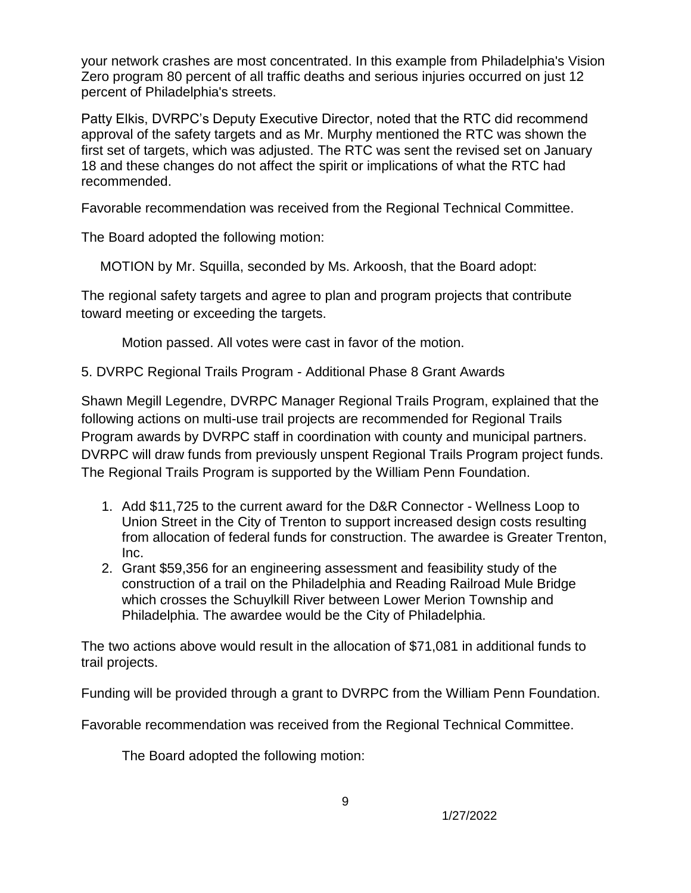your network crashes are most concentrated. In this example from Philadelphia's Vision Zero program 80 percent of all traffic deaths and serious injuries occurred on just 12 percent of Philadelphia's streets.

Patty Elkis, DVRPC's Deputy Executive Director, noted that the RTC did recommend approval of the safety targets and as Mr. Murphy mentioned the RTC was shown the first set of targets, which was adjusted. The RTC was sent the revised set on January 18 and these changes do not affect the spirit or implications of what the RTC had recommended.

Favorable recommendation was received from the Regional Technical Committee.

The Board adopted the following motion:

MOTION by Mr. Squilla, seconded by Ms. Arkoosh, that the Board adopt:

The regional safety targets and agree to plan and program projects that contribute toward meeting or exceeding the targets.

Motion passed. All votes were cast in favor of the motion.

5. DVRPC Regional Trails Program - Additional Phase 8 Grant Awards

Shawn Megill Legendre, DVRPC Manager Regional Trails Program, explained that the following actions on multi-use trail projects are recommended for Regional Trails Program awards by DVRPC staff in coordination with county and municipal partners. DVRPC will draw funds from previously unspent Regional Trails Program project funds. The Regional Trails Program is supported by the William Penn Foundation.

1. Add $11,725 to the current award for the D&R Connector - Wellness Loop to Union Street in the City of Trenton to support increased design costs resulting from allocation of federal funds for construction. The awardee is Greater Trenton, Inc.
2. Grant $59,356 for an engineering assessment and feasibility study of the construction of a trail on the Philadelphia and Reading Railroad Mule Bridge which crosses the Schuylkill River between Lower Merion Township and Philadelphia. The awardee would be the City of Philadelphia.

The two actions above would result in the allocation of $71,081 in additional funds to trail projects.

Funding will be provided through a grant to DVRPC from the William Penn Foundation.

Favorable recommendation was received from the Regional Technical Committee.

The Board adopted the following motion: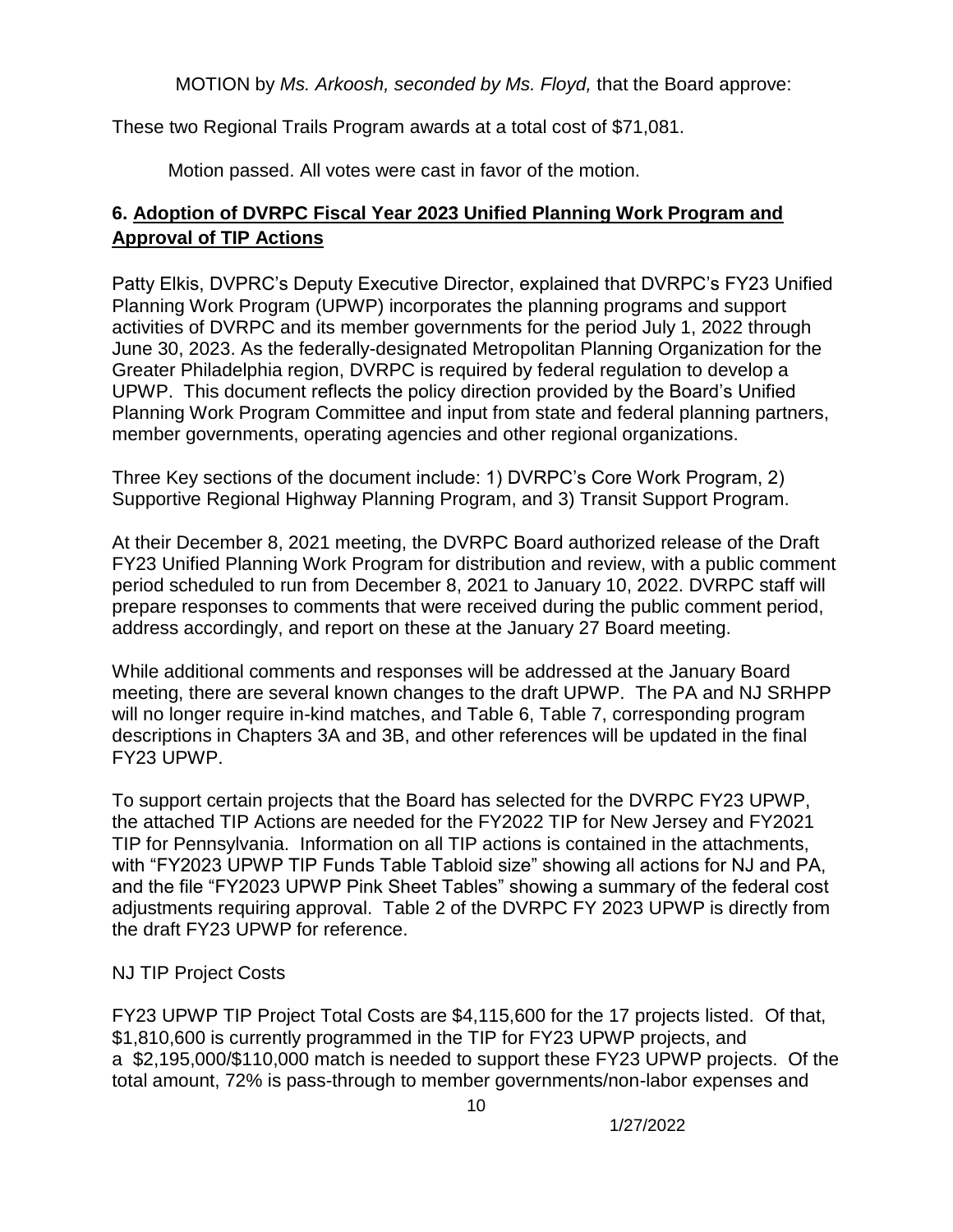MOTION by *Ms. Arkoosh, seconded by Ms. Floyd,* that the Board approve:

These two Regional Trails Program awards at a total cost of $71,081.

Motion passed. All votes were cast in favor of the motion.

## 6. Adoption of DVRPC Fiscal Year 2023 Unified Planning Work Program and Approval of TIP Actions

Patty Elkis, DVPRC's Deputy Executive Director, explained that DVRPC's FY23 Unified Planning Work Program (UPWP) incorporates the planning programs and support activities of DVRPC and its member governments for the period July 1, 2022 through June 30, 2023. As the federally-designated Metropolitan Planning Organization for the Greater Philadelphia region, DVRPC is required by federal regulation to develop a UPWP. This document reflects the policy direction provided by the Board's Unified Planning Work Program Committee and input from state and federal planning partners, member governments, operating agencies and other regional organizations.

Three Key sections of the document include: 1) DVRPC's Core Work Program, 2) Supportive Regional Highway Planning Program, and 3) Transit Support Program.

At their December 8, 2021 meeting, the DVRPC Board authorized release of the Draft FY23 Unified Planning Work Program for distribution and review, with a public comment period scheduled to run from December 8, 2021 to January 10, 2022. DVRPC staff will prepare responses to comments that were received during the public comment period, address accordingly, and report on these at the January 27 Board meeting.

While additional comments and responses will be addressed at the January Board meeting, there are several known changes to the draft UPWP. The PA and NJ SRHPP will no longer require in-kind matches, and Table 6, Table 7, corresponding program descriptions in Chapters 3A and 3B, and other references will be updated in the final FY23 UPWP.

To support certain projects that the Board has selected for the DVRPC FY23 UPWP, the attached TIP Actions are needed for the FY2022 TIP for New Jersey and FY2021 TIP for Pennsylvania. Information on all TIP actions is contained in the attachments, with "FY2023 UPWP TIP Funds Table Tabloid size" showing all actions for NJ and PA, and the file "FY2023 UPWP Pink Sheet Tables" showing a summary of the federal cost adjustments requiring approval. Table 2 of the DVRPC FY 2023 UPWP is directly from the draft FY23 UPWP for reference.

NJ TIP Project Costs

FY23 UPWP TIP Project Total Costs are $4,115,600 for the 17 projects listed. Of that, $1,810,600 is currently programmed in the TIP for FY23 UPWP projects, and a $2,195,000/$110,000 match is needed to support these FY23 UPWP projects. Of the total amount, 72% is pass-through to member governments/non-labor expenses and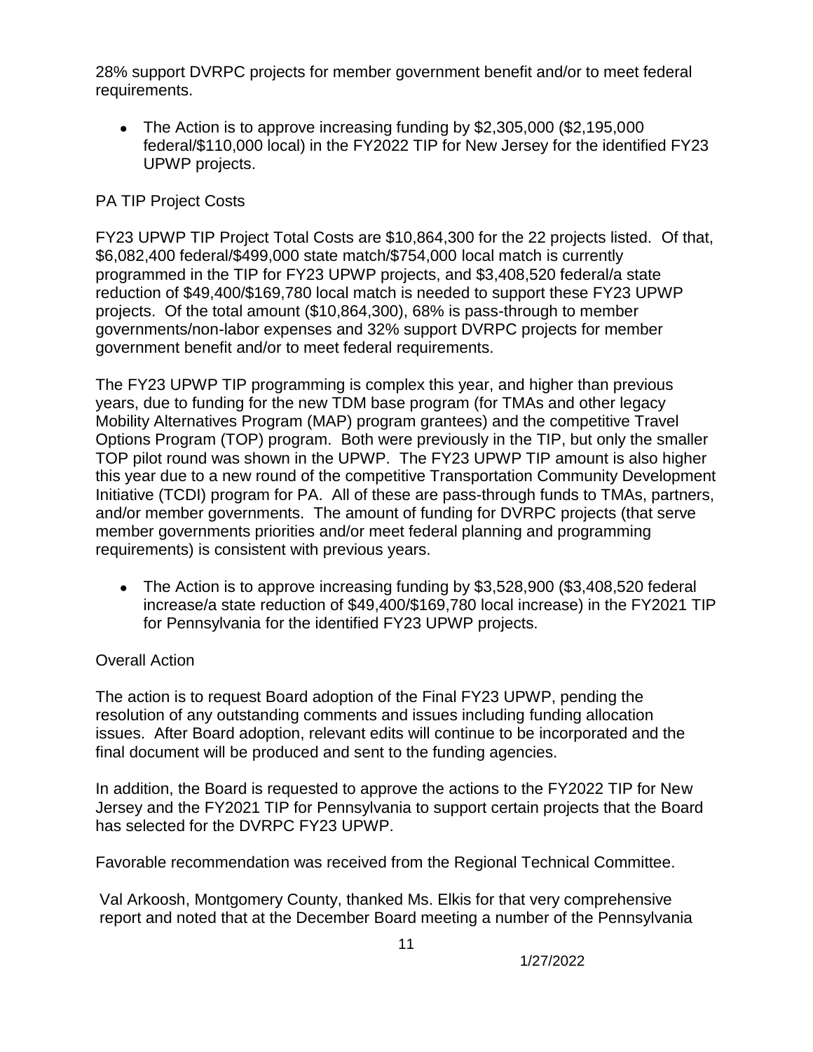28% support DVRPC projects for member government benefit and/or to meet federal requirements.

- The Action is to approve increasing funding by $2,305,000 ($2,195,000 federal/$110,000 local) in the FY2022 TIP for New Jersey for the identified FY23 UPWP projects.

PA TIP Project Costs

FY23 UPWP TIP Project Total Costs are $10,864,300 for the 22 projects listed. Of that, $6,082,400 federal/$499,000 state match/$754,000 local match is currently programmed in the TIP for FY23 UPWP projects, and $3,408,520 federal/a state reduction of $49,400/$169,780 local match is needed to support these FY23 UPWP projects. Of the total amount ($10,864,300), 68% is pass-through to member governments/non-labor expenses and 32% support DVRPC projects for member government benefit and/or to meet federal requirements.

The FY23 UPWP TIP programming is complex this year, and higher than previous years, due to funding for the new TDM base program (for TMAs and other legacy Mobility Alternatives Program (MAP) program grantees) and the competitive Travel Options Program (TOP) program. Both were previously in the TIP, but only the smaller TOP pilot round was shown in the UPWP. The FY23 UPWP TIP amount is also higher this year due to a new round of the competitive Transportation Community Development Initiative (TCDI) program for PA. All of these are pass-through funds to TMAs, partners, and/or member governments. The amount of funding for DVRPC projects (that serve member governments priorities and/or meet federal planning and programming requirements) is consistent with previous years.

- The Action is to approve increasing funding by $3,528,900 ($3,408,520 federal increase/a state reduction of $49,400/$169,780 local increase) in the FY2021 TIP for Pennsylvania for the identified FY23 UPWP projects.

Overall Action

The action is to request Board adoption of the Final FY23 UPWP, pending the resolution of any outstanding comments and issues including funding allocation issues. After Board adoption, relevant edits will continue to be incorporated and the final document will be produced and sent to the funding agencies.

In addition, the Board is requested to approve the actions to the FY2022 TIP for New Jersey and the FY2021 TIP for Pennsylvania to support certain projects that the Board has selected for the DVRPC FY23 UPWP.

Favorable recommendation was received from the Regional Technical Committee.

Val Arkoosh, Montgomery County, thanked Ms. Elkis for that very comprehensive report and noted that at the December Board meeting a number of the Pennsylvania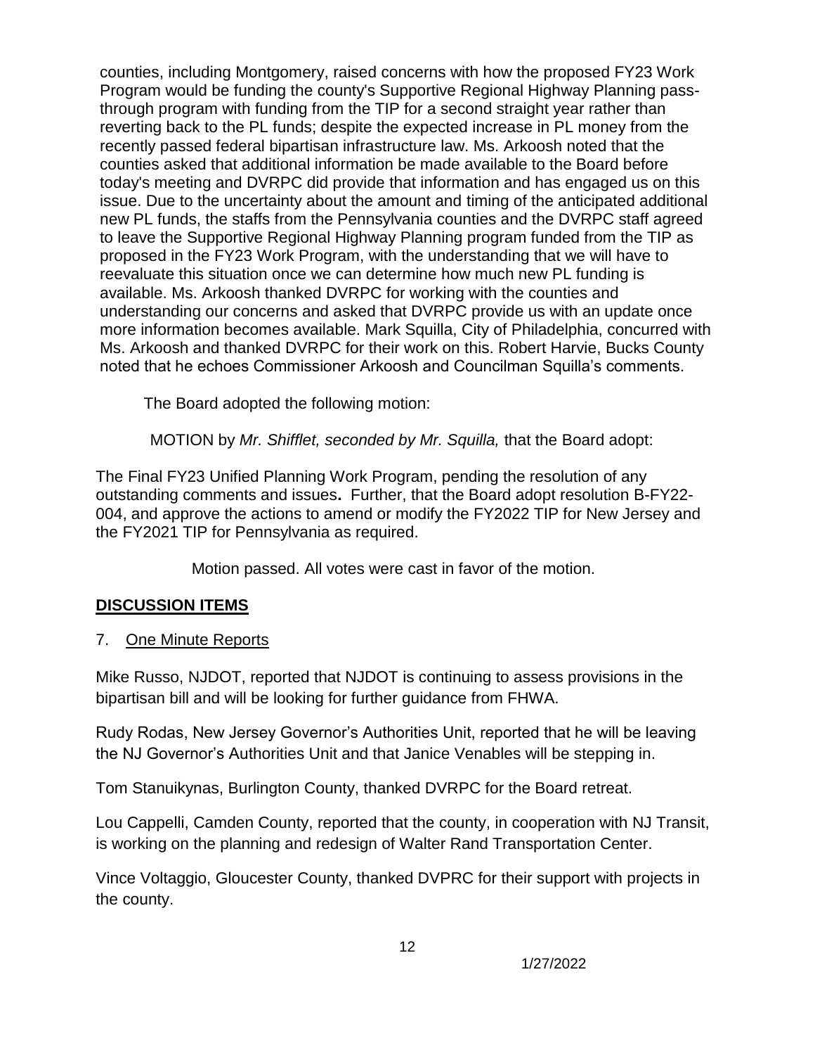counties, including Montgomery, raised concerns with how the proposed FY23 Work Program would be funding the county's Supportive Regional Highway Planning pass-through program with funding from the TIP for a second straight year rather than reverting back to the PL funds; despite the expected increase in PL money from the recently passed federal bipartisan infrastructure law. Ms. Arkoosh noted that the counties asked that additional information be made available to the Board before today's meeting and DVRPC did provide that information and has engaged us on this issue. Due to the uncertainty about the amount and timing of the anticipated additional new PL funds, the staffs from the Pennsylvania counties and the DVRPC staff agreed to leave the Supportive Regional Highway Planning program funded from the TIP as proposed in the FY23 Work Program, with the understanding that we will have to reevaluate this situation once we can determine how much new PL funding is available. Ms. Arkoosh thanked DVRPC for working with the counties and understanding our concerns and asked that DVRPC provide us with an update once more information becomes available. Mark Squilla, City of Philadelphia, concurred with Ms. Arkoosh and thanked DVRPC for their work on this. Robert Harvie, Bucks County noted that he echoes Commissioner Arkoosh and Councilman Squilla's comments.

The Board adopted the following motion:

MOTION by *Mr. Shifflet, seconded by Mr. Squilla,* that the Board adopt:

The Final FY23 Unified Planning Work Program, pending the resolution of any outstanding comments and issues**.** Further, that the Board adopt resolution B-FY22-004, and approve the actions to amend or modify the FY2022 TIP for New Jersey and the FY2021 TIP for Pennsylvania as required.

Motion passed. All votes were cast in favor of the motion.

## DISCUSSION ITEMS

7. One Minute Reports

Mike Russo, NJDOT, reported that NJDOT is continuing to assess provisions in the bipartisan bill and will be looking for further guidance from FHWA.

Rudy Rodas, New Jersey Governor's Authorities Unit, reported that he will be leaving the NJ Governor's Authorities Unit and that Janice Venables will be stepping in.

Tom Stanuikynas, Burlington County, thanked DVRPC for the Board retreat.

Lou Cappelli, Camden County, reported that the county, in cooperation with NJ Transit, is working on the planning and redesign of Walter Rand Transportation Center.

Vince Voltaggio, Gloucester County, thanked DVPRC for their support with projects in the county.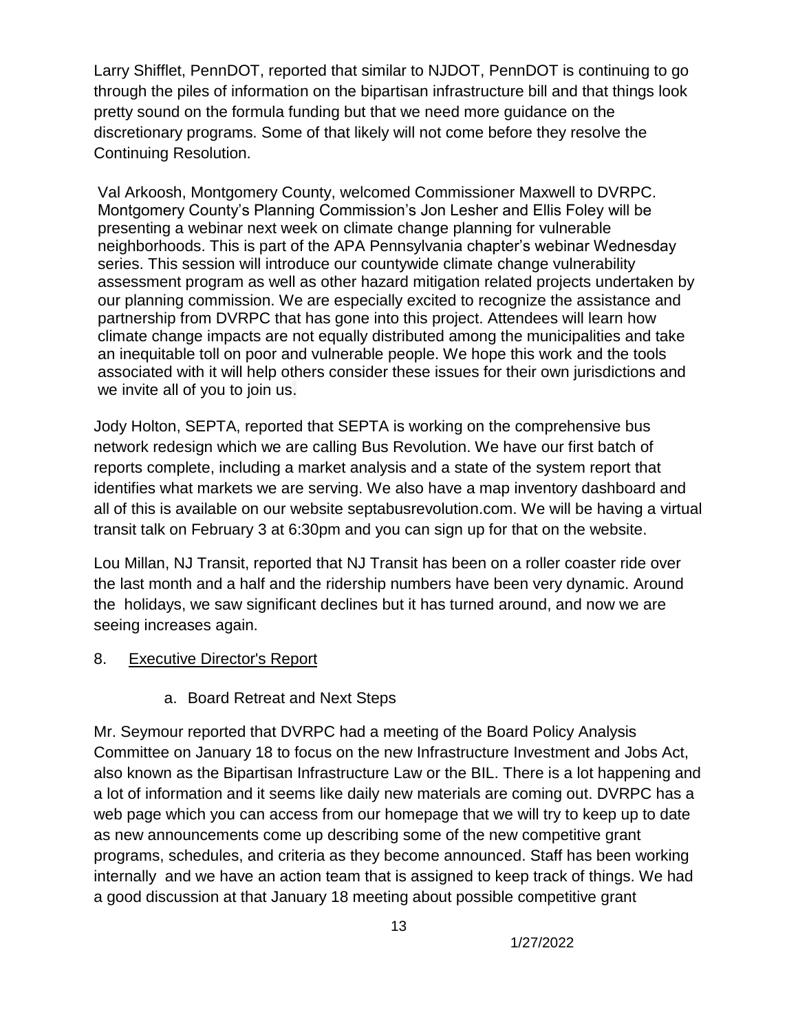Larry Shifflet, PennDOT, reported that similar to NJDOT, PennDOT is continuing to go through the piles of information on the bipartisan infrastructure bill and that things look pretty sound on the formula funding but that we need more guidance on the discretionary programs. Some of that likely will not come before they resolve the Continuing Resolution.

Val Arkoosh, Montgomery County, welcomed Commissioner Maxwell to DVRPC. Montgomery County's Planning Commission's Jon Lesher and Ellis Foley will be presenting a webinar next week on climate change planning for vulnerable neighborhoods. This is part of the APA Pennsylvania chapter's webinar Wednesday series. This session will introduce our countywide climate change vulnerability assessment program as well as other hazard mitigation related projects undertaken by our planning commission. We are especially excited to recognize the assistance and partnership from DVRPC that has gone into this project. Attendees will learn how climate change impacts are not equally distributed among the municipalities and take an inequitable toll on poor and vulnerable people. We hope this work and the tools associated with it will help others consider these issues for their own jurisdictions and we invite all of you to join us.

Jody Holton, SEPTA, reported that SEPTA is working on the comprehensive bus network redesign which we are calling Bus Revolution. We have our first batch of reports complete, including a market analysis and a state of the system report that identifies what markets we are serving. We also have a map inventory dashboard and all of this is available on our website septabusrevolution.com. We will be having a virtual transit talk on February 3 at 6:30pm and you can sign up for that on the website.

Lou Millan, NJ Transit, reported that NJ Transit has been on a roller coaster ride over the last month and a half and the ridership numbers have been very dynamic. Around the holidays, we saw significant declines but it has turned around, and now we are seeing increases again.

8. <u>Executive Director's Report</u>

   a. Board Retreat and Next Steps

Mr. Seymour reported that DVRPC had a meeting of the Board Policy Analysis Committee on January 18 to focus on the new Infrastructure Investment and Jobs Act, also known as the Bipartisan Infrastructure Law or the BIL. There is a lot happening and a lot of information and it seems like daily new materials are coming out. DVRPC has a web page which you can access from our homepage that we will try to keep up to date as new announcements come up describing some of the new competitive grant programs, schedules, and criteria as they become announced. Staff has been working internally and we have an action team that is assigned to keep track of things. We had a good discussion at that January 18 meeting about possible competitive grant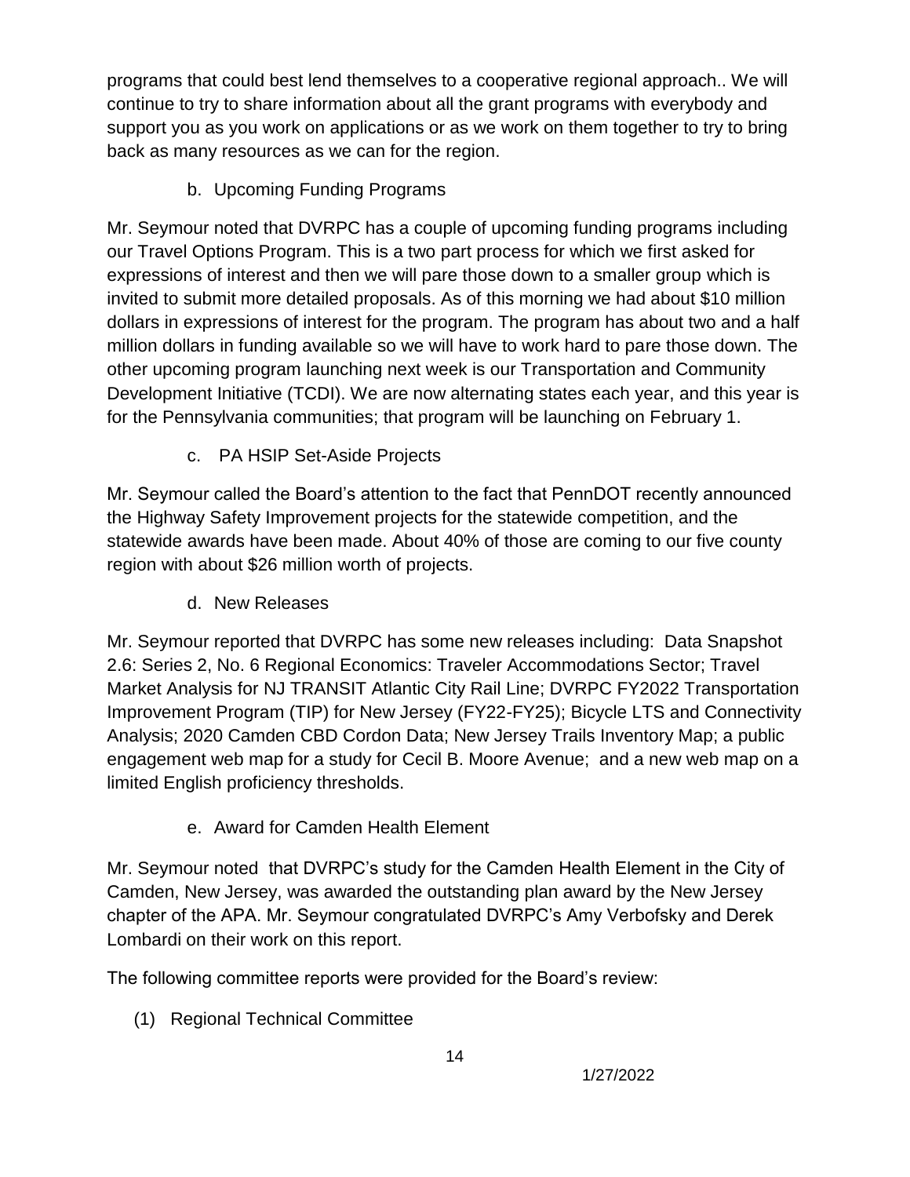programs that could best lend themselves to a cooperative regional approach.. We will continue to try to share information about all the grant programs with everybody and support you as you work on applications or as we work on them together to try to bring back as many resources as we can for the region.

b. Upcoming Funding Programs

Mr. Seymour noted that DVRPC has a couple of upcoming funding programs including our Travel Options Program. This is a two part process for which we first asked for expressions of interest and then we will pare those down to a smaller group which is invited to submit more detailed proposals. As of this morning we had about $10 million dollars in expressions of interest for the program. The program has about two and a half million dollars in funding available so we will have to work hard to pare those down. The other upcoming program launching next week is our Transportation and Community Development Initiative (TCDI). We are now alternating states each year, and this year is for the Pennsylvania communities; that program will be launching on February 1.

c. PA HSIP Set-Aside Projects

Mr. Seymour called the Board's attention to the fact that PennDOT recently announced the Highway Safety Improvement projects for the statewide competition, and the statewide awards have been made. About 40% of those are coming to our five county region with about $26 million worth of projects.

d. New Releases

Mr. Seymour reported that DVRPC has some new releases including: Data Snapshot 2.6: Series 2, No. 6 Regional Economics: Traveler Accommodations Sector; Travel Market Analysis for NJ TRANSIT Atlantic City Rail Line; DVRPC FY2022 Transportation Improvement Program (TIP) for New Jersey (FY22-FY25); Bicycle LTS and Connectivity Analysis; 2020 Camden CBD Cordon Data; New Jersey Trails Inventory Map; a public engagement web map for a study for Cecil B. Moore Avenue; and a new web map on a limited English proficiency thresholds.

e. Award for Camden Health Element

Mr. Seymour noted that DVRPC's study for the Camden Health Element in the City of Camden, New Jersey, was awarded the outstanding plan award by the New Jersey chapter of the APA. Mr. Seymour congratulated DVRPC's Amy Verbofsky and Derek Lombardi on their work on this report.

The following committee reports were provided for the Board's review:

(1) Regional Technical Committee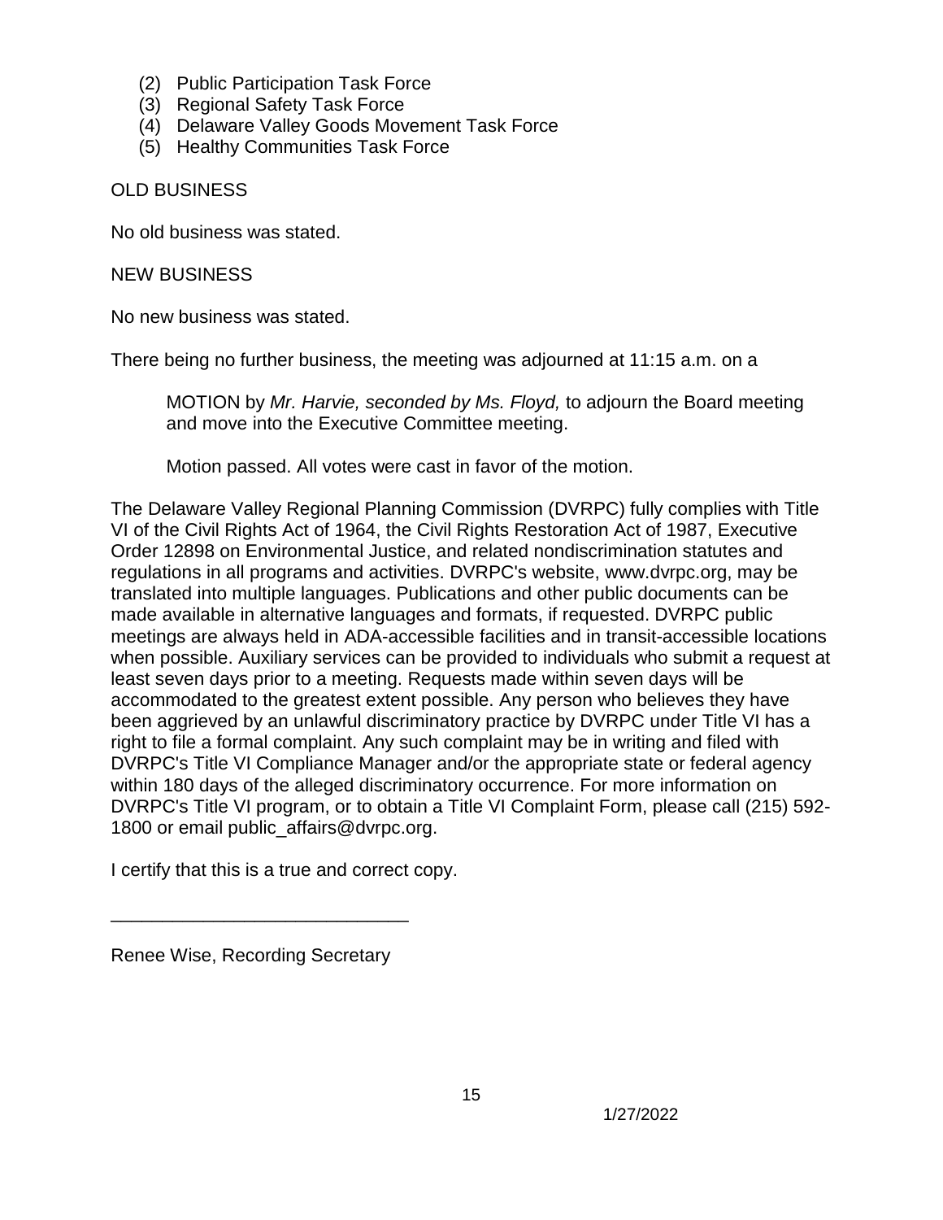(2) Public Participation Task Force
(3) Regional Safety Task Force
(4) Delaware Valley Goods Movement Task Force
(5) Healthy Communities Task Force

OLD BUSINESS

No old business was stated.

NEW BUSINESS

No new business was stated.

There being no further business, the meeting was adjourned at 11:15 a.m. on a

> MOTION by *Mr. Harvie, seconded by Ms. Floyd,* to adjourn the Board meeting and move into the Executive Committee meeting.
>
> Motion passed. All votes were cast in favor of the motion.

The Delaware Valley Regional Planning Commission (DVRPC) fully complies with Title VI of the Civil Rights Act of 1964, the Civil Rights Restoration Act of 1987, Executive Order 12898 on Environmental Justice, and related nondiscrimination statutes and regulations in all programs and activities. DVRPC's website, www.dvrpc.org, may be translated into multiple languages. Publications and other public documents can be made available in alternative languages and formats, if requested. DVRPC public meetings are always held in ADA-accessible facilities and in transit-accessible locations when possible. Auxiliary services can be provided to individuals who submit a request at least seven days prior to a meeting. Requests made within seven days will be accommodated to the greatest extent possible. Any person who believes they have been aggrieved by an unlawful discriminatory practice by DVRPC under Title VI has a right to file a formal complaint. Any such complaint may be in writing and filed with DVRPC's Title VI Compliance Manager and/or the appropriate state or federal agency within 180 days of the alleged discriminatory occurrence. For more information on DVRPC's Title VI program, or to obtain a Title VI Complaint Form, please call (215) 592-1800 or email public_affairs@dvrpc.org.

I certify that this is a true and correct copy.

_____________________________

Renee Wise, Recording Secretary

1/27/2022